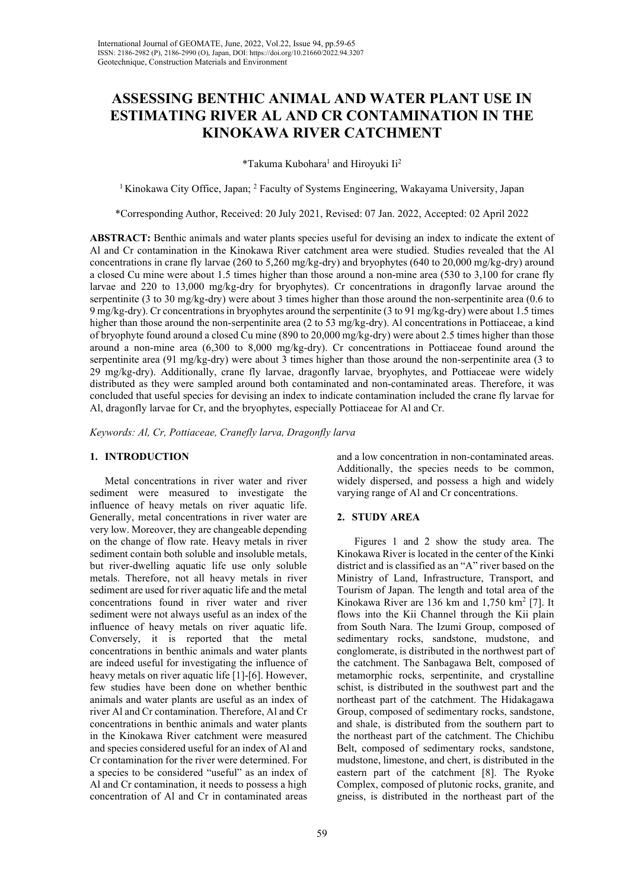# ASSESSING BENTHIC ANIMAL AND WATER PLANT USE IN ESTIMATING RIVER AL AND CR CONTAMINATION IN THE KINOKAWA RIVER CATCHMENT

*Takuma Kubohara[1] and Hiroyuki Ii[2]

[1] Kinokawa City Office, Japan; [2] Faculty of Systems Engineering, Wakayama University, Japan

*Corresponding Author, Received: 20 July 2021, Revised: 07 Jan. 2022, Accepted: 02 April 2022

**ABSTRACT:** Benthic animals and water plants species useful for devising an index to indicate the extent of Al and Cr contamination in the Kinokawa River catchment area were studied. Studies revealed that the Al concentrations in crane fly larvae (260 to 5,260 mg/kg-dry) and bryophytes (640 to 20,000 mg/kg-dry) around a closed Cu mine were about 1.5 times higher than those around a non-mine area (530 to 3,100 for crane fly larvae and 220 to 13,000 mg/kg-dry for bryophytes). Cr concentrations in dragonfly larvae around the serpentinite (3 to 30 mg/kg-dry) were about 3 times higher than those around the non-serpentinite area (0.6 to 9 mg/kg-dry). Cr concentrations in bryophytes around the serpentinite (3 to 91 mg/kg-dry) were about 1.5 times higher than those around the non-serpentinite area (2 to 53 mg/kg-dry). Al concentrations in Pottiaceae, a kind of bryophyte found around a closed Cu mine (890 to 20,000 mg/kg-dry) were about 2.5 times higher than those around a non-mine area (6,300 to 8,000 mg/kg-dry). Cr concentrations in Pottiaceae found around the serpentinite area (91 mg/kg-dry) were about 3 times higher than those around the non-serpentinite area (3 to 29 mg/kg-dry). Additionally, crane fly larvae, dragonfly larvae, bryophytes, and Pottiaceae were widely distributed as they were sampled around both contaminated and non-contaminated areas. Therefore, it was concluded that useful species for devising an index to indicate contamination included the crane fly larvae for Al, dragonfly larvae for Cr, and the bryophytes, especially Pottiaceae for Al and Cr.

*Keywords: Al, Cr, Pottiaceae, Cranefly larva, Dragonfly larva*

## 1. INTRODUCTION

Metal concentrations in river water and river sediment were measured to investigate the influence of heavy metals on river aquatic life. Generally, metal concentrations in river water are very low. Moreover, they are changeable depending on the change of flow rate. Heavy metals in river sediment contain both soluble and insoluble metals, but river-dwelling aquatic life use only soluble metals. Therefore, not all heavy metals in river sediment are used for river aquatic life and the metal concentrations found in river water and river sediment were not always useful as an index of the influence of heavy metals on river aquatic life. Conversely, it is reported that the metal concentrations in benthic animals and water plants are indeed useful for investigating the influence of heavy metals on river aquatic life [1]-[6]. However, few studies have been done on whether benthic animals and water plants are useful as an index of river Al and Cr contamination. Therefore, Al and Cr concentrations in benthic animals and water plants in the Kinokawa River catchment were measured and species considered useful for an index of Al and Cr contamination for the river were determined. For a species to be considered "useful" as an index of Al and Cr contamination, it needs to possess a high concentration of Al and Cr in contaminated areas and a low concentration in non-contaminated areas. Additionally, the species needs to be common, widely dispersed, and possess a high and widely varying range of Al and Cr concentrations.

## 2. STUDY AREA

Figures 1 and 2 show the study area. The Kinokawa River is located in the center of the Kinki district and is classified as an "A" river based on the Ministry of Land, Infrastructure, Transport, and Tourism of Japan. The length and total area of the Kinokawa River are 136 km and 1,750 km$^2$ [7]. It flows into the Kii Channel through the Kii plain from South Nara. The Izumi Group, composed of sedimentary rocks, sandstone, mudstone, and conglomerate, is distributed in the northwest part of the catchment. The Sanbagawa Belt, composed of metamorphic rocks, serpentinite, and crystalline schist, is distributed in the southwest part and the northeast part of the catchment. The Hidakagawa Group, composed of sedimentary rocks, sandstone, and shale, is distributed from the southern part to the northeast part of the catchment. The Chichibu Belt, composed of sedimentary rocks, sandstone, mudstone, limestone, and chert, is distributed in the eastern part of the catchment [8]. The Ryoke Complex, composed of plutonic rocks, granite, and gneiss, is distributed in the northeast part of the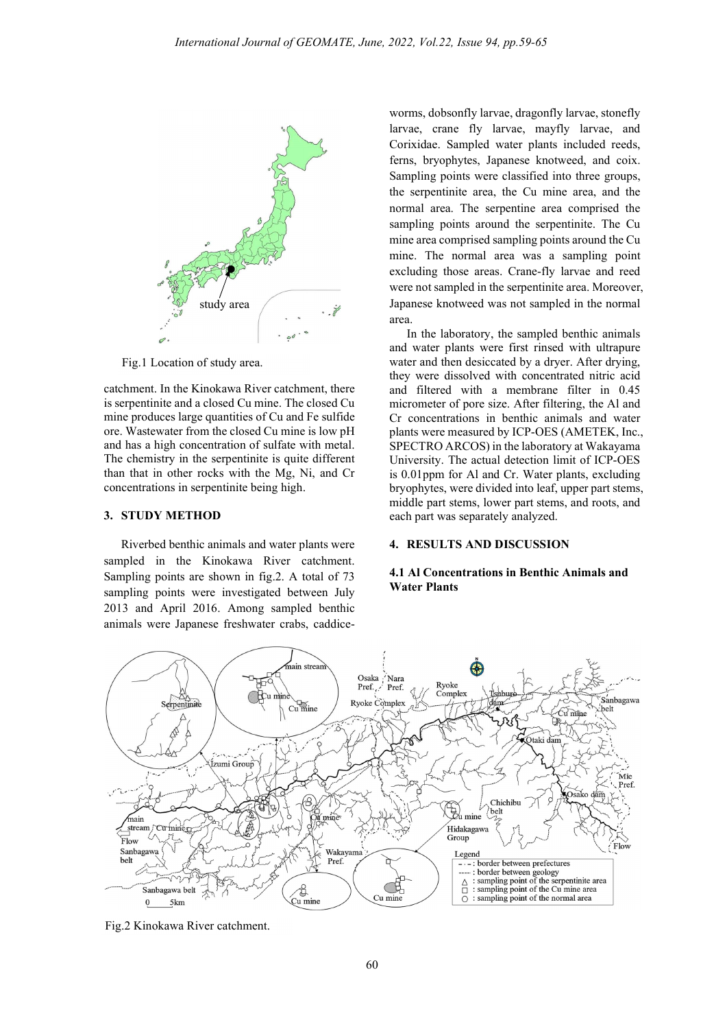Fig.1 Location of study area.

catchment. In the Kinokawa River catchment, there is serpentinite and a closed Cu mine. The closed Cu mine produces large quantities of Cu and Fe sulfide ore. Wastewater from the closed Cu mine is low pH and has a high concentration of sulfate with metal. The chemistry in the serpentinite is quite different than that in other rocks with the Mg, Ni, and Cr concentrations in serpentinite being high.

## 3. STUDY METHOD

Riverbed benthic animals and water plants were sampled in the Kinokawa River catchment. Sampling points are shown in fig.2. A total of 73 sampling points were investigated between July 2013 and April 2016. Among sampled benthic animals were Japanese freshwater crabs, caddice-worms, dobsonfly larvae, dragonfly larvae, stonefly larvae, crane fly larvae, mayfly larvae, and Corixidae. Sampled water plants included reeds, ferns, bryophytes, Japanese knotweed, and coix. Sampling points were classified into three groups, the serpentinite area, the Cu mine area, and the normal area. The serpentine area comprised the sampling points around the serpentinite. The Cu mine area comprised sampling points around the Cu mine. The normal area was a sampling point excluding those areas. Crane-fly larvae and reed were not sampled in the serpentinite area. Moreover, Japanese knotweed was not sampled in the normal area.

In the laboratory, the sampled benthic animals and water plants were first rinsed with ultrapure water and then desiccated by a dryer. After drying, they were dissolved with concentrated nitric acid and filtered with a membrane filter in 0.45 micrometer of pore size. After filtering, the Al and Cr concentrations in benthic animals and water plants were measured by ICP-OES (AMETEK, Inc., SPECTRO ARCOS) in the laboratory at Wakayama University. The actual detection limit of ICP-OES is 0.01ppm for Al and Cr. Water plants, excluding bryophytes, were divided into leaf, upper part stems, middle part stems, lower part stems, and roots, and each part was separately analyzed.

## 4. RESULTS AND DISCUSSION

### 4.1 Al Concentrations in Benthic Animals and Water Plants

Fig.2 Kinokawa River catchment.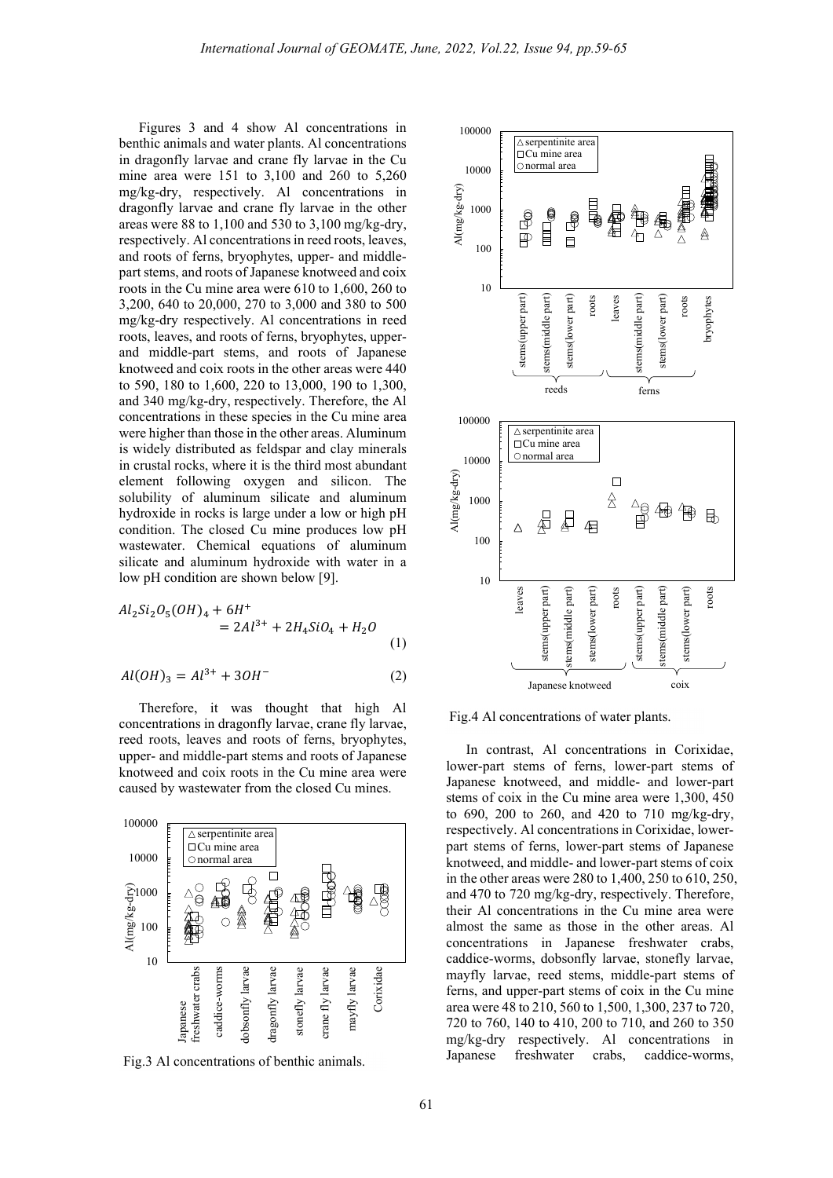Figures 3 and 4 show Al concentrations in benthic animals and water plants. Al concentrations in dragonfly larvae and crane fly larvae in the Cu mine area were 151 to 3,100 and 260 to 5,260 mg/kg-dry, respectively. Al concentrations in dragonfly larvae and crane fly larvae in the other areas were 88 to 1,100 and 530 to 3,100 mg/kg-dry, respectively. Al concentrations in reed roots, leaves, and roots of ferns, bryophytes, upper- and middle-part stems, and roots of Japanese knotweed and coix roots in the Cu mine area were 610 to 1,600, 260 to 3,200, 640 to 20,000, 270 to 3,000 and 380 to 500 mg/kg-dry respectively. Al concentrations in reed roots, leaves, and roots of ferns, bryophytes, upper- and middle-part stems, and roots of Japanese knotweed and coix roots in the other areas were 440 to 590, 180 to 1,600, 220 to 13,000, 190 to 1,300, and 340 mg/kg-dry, respectively. Therefore, the Al concentrations in these species in the Cu mine area were higher than those in the other areas. Aluminum is widely distributed as feldspar and clay minerals in crustal rocks, where it is the third most abundant element following oxygen and silicon. The solubility of aluminum silicate and aluminum hydroxide in rocks is large under a low or high pH condition. The closed Cu mine produces low pH wastewater. Chemical equations of aluminum silicate and aluminum hydroxide with water in a low pH condition are shown below [9].

$$Al_2Si_2O_5(OH)_4 + 6H^+ = 2Al^{3+} + 2H_4SiO_4 + H_2O \quad (1)$$

$$Al(OH)_3 = Al^{3+} + 3OH^- \quad (2)$$

Therefore, it was thought that high Al concentrations in dragonfly larvae, crane fly larvae, reed roots, leaves and roots of ferns, bryophytes, upper- and middle-part stems and roots of Japanese knotweed and coix roots in the Cu mine area were caused by wastewater from the closed Cu mines.

Fig.3 Al concentrations of benthic animals.

Fig.4 Al concentrations of water plants.

In contrast, Al concentrations in Corixidae, lower-part stems of ferns, lower-part stems of Japanese knotweed, and middle- and lower-part stems of coix in the Cu mine area were 1,300, 450 to 690, 200 to 260, and 420 to 710 mg/kg-dry, respectively. Al concentrations in Corixidae, lower-part stems of ferns, lower-part stems of Japanese knotweed, and middle- and lower-part stems of coix in the other areas were 280 to 1,400, 250 to 610, 250, and 470 to 720 mg/kg-dry, respectively. Therefore, their Al concentrations in the Cu mine area were almost the same as those in the other areas. Al concentrations in Japanese freshwater crabs, caddice-worms, dobsonfly larvae, stonefly larvae, mayfly larvae, reed stems, middle-part stems of ferns, and upper-part stems of coix in the Cu mine area were 48 to 210, 560 to 1,500, 1,300, 237 to 720, 720 to 760, 140 to 410, 200 to 710, and 260 to 350 mg/kg-dry respectively. Al concentrations in Japanese freshwater crabs, caddice-worms,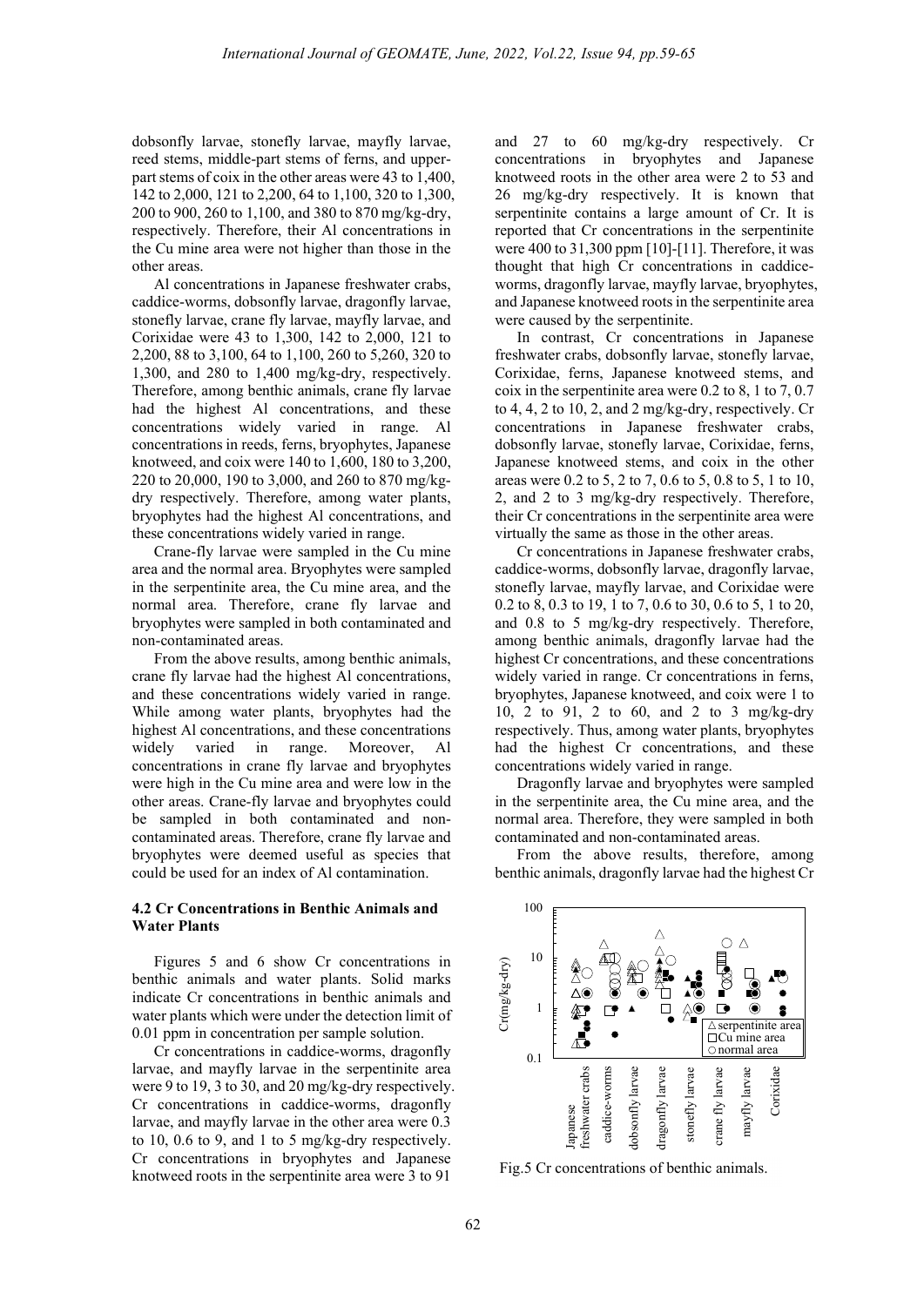dobsonfly larvae, stonefly larvae, mayfly larvae, reed stems, middle-part stems of ferns, and upper-part stems of coix in the other areas were 43 to 1,400, 142 to 2,000, 121 to 2,200, 64 to 1,100, 320 to 1,300, 200 to 900, 260 to 1,100, and 380 to 870 mg/kg-dry, respectively. Therefore, their Al concentrations in the Cu mine area were not higher than those in the other areas.

Al concentrations in Japanese freshwater crabs, caddice-worms, dobsonfly larvae, dragonfly larvae, stonefly larvae, crane fly larvae, mayfly larvae, and Corixidae were 43 to 1,300, 142 to 2,000, 121 to 2,200, 88 to 3,100, 64 to 1,100, 260 to 5,260, 320 to 1,300, and 280 to 1,400 mg/kg-dry, respectively. Therefore, among benthic animals, crane fly larvae had the highest Al concentrations, and these concentrations widely varied in range. Al concentrations in reeds, ferns, bryophytes, Japanese knotweed, and coix were 140 to 1,600, 180 to 3,200, 220 to 20,000, 190 to 3,000, and 260 to 870 mg/kg-dry respectively. Therefore, among water plants, bryophytes had the highest Al concentrations, and these concentrations widely varied in range.

Crane-fly larvae were sampled in the Cu mine area and the normal area. Bryophytes were sampled in the serpentinite area, the Cu mine area, and the normal area. Therefore, crane fly larvae and bryophytes were sampled in both contaminated and non-contaminated areas.

From the above results, among benthic animals, crane fly larvae had the highest Al concentrations, and these concentrations widely varied in range. While among water plants, bryophytes had the highest Al concentrations, and these concentrations widely varied in range. Moreover, Al concentrations in crane fly larvae and bryophytes were high in the Cu mine area and were low in the other areas. Crane-fly larvae and bryophytes could be sampled in both contaminated and non-contaminated areas. Therefore, crane fly larvae and bryophytes were deemed useful as species that could be used for an index of Al contamination.

### 4.2 Cr Concentrations in Benthic Animals and Water Plants

Figures 5 and 6 show Cr concentrations in benthic animals and water plants. Solid marks indicate Cr concentrations in benthic animals and water plants which were under the detection limit of 0.01 ppm in concentration per sample solution.

Cr concentrations in caddice-worms, dragonfly larvae, and mayfly larvae in the serpentinite area were 9 to 19, 3 to 30, and 20 mg/kg-dry respectively. Cr concentrations in caddice-worms, dragonfly larvae, and mayfly larvae in the other area were 0.3 to 10, 0.6 to 9, and 1 to 5 mg/kg-dry respectively. Cr concentrations in bryophytes and Japanese knotweed roots in the serpentinite area were 3 to 91 and 27 to 60 mg/kg-dry respectively. Cr concentrations in bryophytes and Japanese knotweed roots in the other area were 2 to 53 and 26 mg/kg-dry respectively. It is known that serpentinite contains a large amount of Cr. It is reported that Cr concentrations in the serpentinite were 400 to 31,300 ppm [10]-[11]. Therefore, it was thought that high Cr concentrations in caddice-worms, dragonfly larvae, mayfly larvae, bryophytes, and Japanese knotweed roots in the serpentinite area were caused by the serpentinite.

In contrast, Cr concentrations in Japanese freshwater crabs, dobsonfly larvae, stonefly larvae, Corixidae, ferns, Japanese knotweed stems, and coix in the serpentinite area were 0.2 to 8, 1 to 7, 0.7 to 4, 4, 2 to 10, 2, and 2 mg/kg-dry, respectively. Cr concentrations in Japanese freshwater crabs, dobsonfly larvae, stonefly larvae, Corixidae, ferns, Japanese knotweed stems, and coix in the other areas were 0.2 to 5, 2 to 7, 0.6 to 5, 0.8 to 5, 1 to 10, 2, and 2 to 3 mg/kg-dry respectively. Therefore, their Cr concentrations in the serpentinite area were virtually the same as those in the other areas.

Cr concentrations in Japanese freshwater crabs, caddice-worms, dobsonfly larvae, dragonfly larvae, stonefly larvae, mayfly larvae, and Corixidae were 0.2 to 8, 0.3 to 19, 1 to 7, 0.6 to 30, 0.6 to 5, 1 to 20, and 0.8 to 5 mg/kg-dry respectively. Therefore, among benthic animals, dragonfly larvae had the highest Cr concentrations, and these concentrations widely varied in range. Cr concentrations in ferns, bryophytes, Japanese knotweed, and coix were 1 to 10, 2 to 91, 2 to 60, and 2 to 3 mg/kg-dry respectively. Thus, among water plants, bryophytes had the highest Cr concentrations, and these concentrations widely varied in range.

Dragonfly larvae and bryophytes were sampled in the serpentinite area, the Cu mine area, and the normal area. Therefore, they were sampled in both contaminated and non-contaminated areas.

From the above results, therefore, among benthic animals, dragonfly larvae had the highest Cr

Fig.5 Cr concentrations of benthic animals.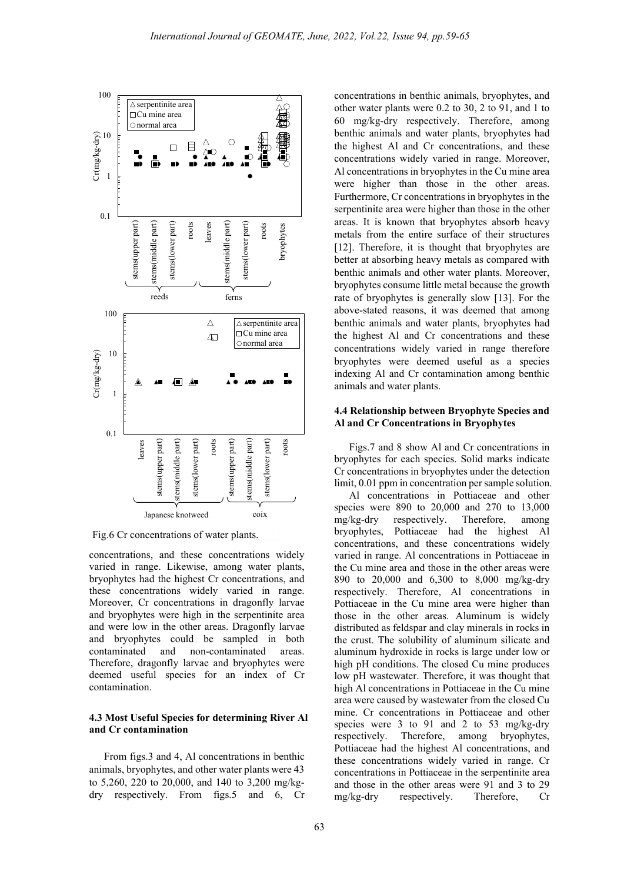Fig.6 Cr concentrations of water plants.

concentrations, and these concentrations widely varied in range. Likewise, among water plants, bryophytes had the highest Cr concentrations, and these concentrations widely varied in range. Moreover, Cr concentrations in dragonfly larvae and bryophytes were high in the serpentinite area and were low in the other areas. Dragonfly larvae and bryophytes could be sampled in both contaminated and non-contaminated areas. Therefore, dragonfly larvae and bryophytes were deemed useful species for an index of Cr contamination.

### 4.3 Most Useful Species for determining River Al and Cr contamination

From figs.3 and 4, Al concentrations in benthic animals, bryophytes, and other water plants were 43 to 5,260, 220 to 20,000, and 140 to 3,200 mg/kg-dry respectively. From figs.5 and 6, Cr concentrations in benthic animals, bryophytes, and other water plants were 0.2 to 30, 2 to 91, and 1 to 60 mg/kg-dry respectively. Therefore, among benthic animals and water plants, bryophytes had the highest Al and Cr concentrations, and these concentrations widely varied in range. Moreover, Al concentrations in bryophytes in the Cu mine area were higher than those in the other areas. Furthermore, Cr concentrations in bryophytes in the serpentinite area were higher than those in the other areas. It is known that bryophytes absorb heavy metals from the entire surface of their structures [12]. Therefore, it is thought that bryophytes are better at absorbing heavy metals as compared with benthic animals and other water plants. Moreover, bryophytes consume little metal because the growth rate of bryophytes is generally slow [13]. For the above-stated reasons, it was deemed that among benthic animals and water plants, bryophytes had the highest Al and Cr concentrations and these concentrations widely varied in range therefore bryophytes were deemed useful as a species indexing Al and Cr contamination among benthic animals and water plants.

### 4.4 Relationship between Bryophyte Species and Al and Cr Concentrations in Bryophytes

Figs.7 and 8 show Al and Cr concentrations in bryophytes for each species. Solid marks indicate Cr concentrations in bryophytes under the detection limit, 0.01 ppm in concentration per sample solution.

Al concentrations in Pottiaceae and other species were 890 to 20,000 and 270 to 13,000 mg/kg-dry respectively. Therefore, among bryophytes, Pottiaceae had the highest Al concentrations, and these concentrations widely varied in range. Al concentrations in Pottiaceae in the Cu mine area and those in the other areas were 890 to 20,000 and 6,300 to 8,000 mg/kg-dry respectively. Therefore, Al concentrations in Pottiaceae in the Cu mine area were higher than those in the other areas. Aluminum is widely distributed as feldspar and clay minerals in rocks in the crust. The solubility of aluminum silicate and aluminum hydroxide in rocks is large under low or high pH conditions. The closed Cu mine produces low pH wastewater. Therefore, it was thought that high Al concentrations in Pottiaceae in the Cu mine area were caused by wastewater from the closed Cu mine. Cr concentrations in Pottiaceae and other species were 3 to 91 and 2 to 53 mg/kg-dry respectively. Therefore, among bryophytes, Pottiaceae had the highest Al concentrations, and these concentrations widely varied in range. Cr concentrations in Pottiaceae in the serpentinite area and those in the other areas were 91 and 3 to 29 mg/kg-dry respectively. Therefore, Cr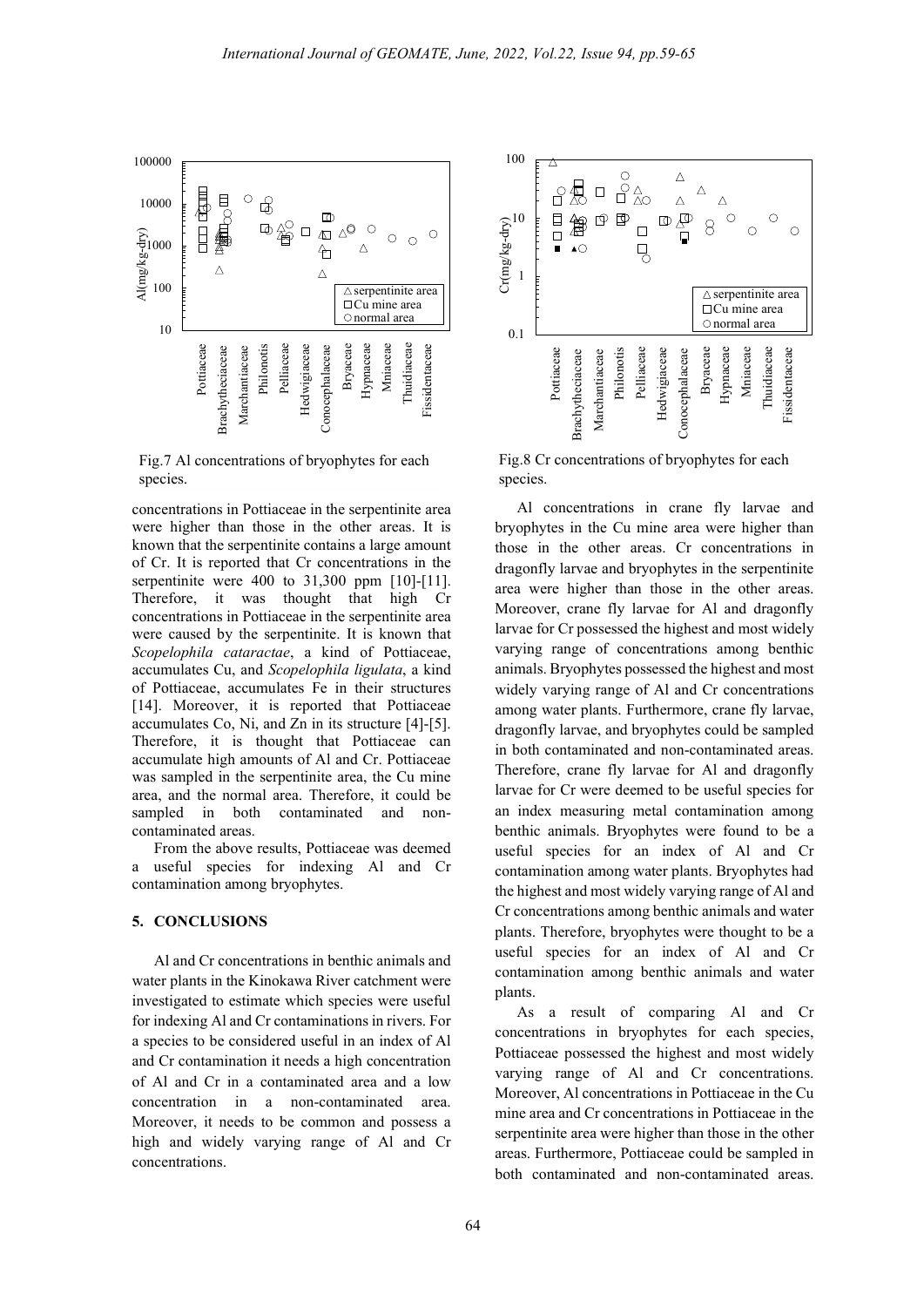Fig.7 Al concentrations of bryophytes for each species.

Fig.8 Cr concentrations of bryophytes for each species.

concentrations in Pottiaceae in the serpentinite area were higher than those in the other areas. It is known that the serpentinite contains a large amount of Cr. It is reported that Cr concentrations in the serpentinite were 400 to 31,300 ppm [10]-[11]. Therefore, it was thought that high Cr concentrations in Pottiaceae in the serpentinite area were caused by the serpentinite. It is known that *Scopelophila cataractae*, a kind of Pottiaceae, accumulates Cu, and *Scopelophila ligulata*, a kind of Pottiaceae, accumulates Fe in their structures [14]. Moreover, it is reported that Pottiaceae accumulates Co, Ni, and Zn in its structure [4]-[5]. Therefore, it is thought that Pottiaceae can accumulate high amounts of Al and Cr. Pottiaceae was sampled in the serpentinite area, the Cu mine area, and the normal area. Therefore, it could be sampled in both contaminated and non-contaminated areas.

From the above results, Pottiaceae was deemed a useful species for indexing Al and Cr contamination among bryophytes.

## 5. CONCLUSIONS

Al and Cr concentrations in benthic animals and water plants in the Kinokawa River catchment were investigated to estimate which species were useful for indexing Al and Cr contaminations in rivers. For a species to be considered useful in an index of Al and Cr contamination it needs a high concentration of Al and Cr in a contaminated area and a low concentration in a non-contaminated area. Moreover, it needs to be common and possess a high and widely varying range of Al and Cr concentrations.

Al concentrations in crane fly larvae and bryophytes in the Cu mine area were higher than those in the other areas. Cr concentrations in dragonfly larvae and bryophytes in the serpentinite area were higher than those in the other areas. Moreover, crane fly larvae for Al and dragonfly larvae for Cr possessed the highest and most widely varying range of concentrations among benthic animals. Bryophytes possessed the highest and most widely varying range of Al and Cr concentrations among water plants. Furthermore, crane fly larvae, dragonfly larvae, and bryophytes could be sampled in both contaminated and non-contaminated areas. Therefore, crane fly larvae for Al and dragonfly larvae for Cr were deemed to be useful species for an index measuring metal contamination among benthic animals. Bryophytes were found to be a useful species for an index of Al and Cr contamination among water plants. Bryophytes had the highest and most widely varying range of Al and Cr concentrations among benthic animals and water plants. Therefore, bryophytes were thought to be a useful species for an index of Al and Cr contamination among benthic animals and water plants.

As a result of comparing Al and Cr concentrations in bryophytes for each species, Pottiaceae possessed the highest and most widely varying range of Al and Cr concentrations. Moreover, Al concentrations in Pottiaceae in the Cu mine area and Cr concentrations in Pottiaceae in the serpentinite area were higher than those in the other areas. Furthermore, Pottiaceae could be sampled in both contaminated and non-contaminated areas.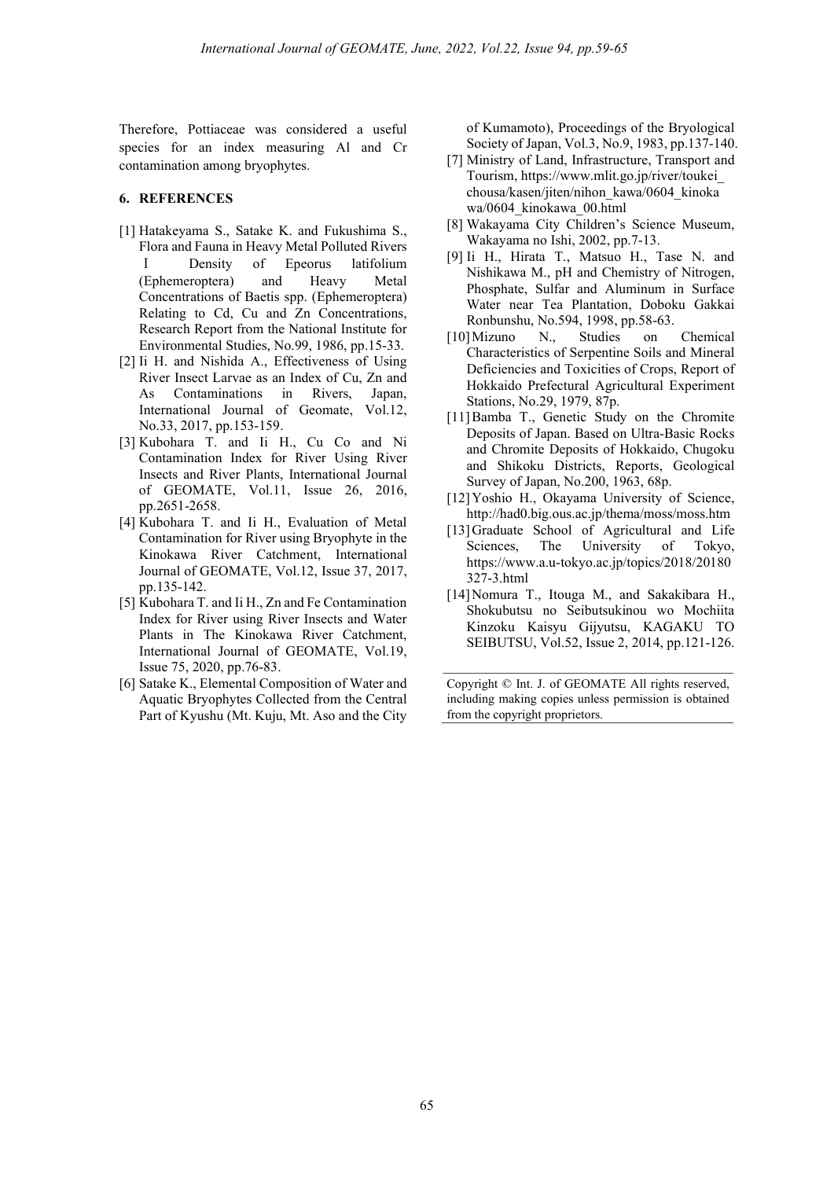Therefore, Pottiaceae was considered a useful species for an index measuring Al and Cr contamination among bryophytes.

## 6. REFERENCES

[1] Hatakeyama S., Satake K. and Fukushima S., Flora and Fauna in Heavy Metal Polluted Rivers I Density of Epeorus latifolium (Ephemeroptera) and Heavy Metal Concentrations of Baetis spp. (Ephemeroptera) Relating to Cd, Cu and Zn Concentrations, Research Report from the National Institute for Environmental Studies, No.99, 1986, pp.15-33.

[2] Ii H. and Nishida A., Effectiveness of Using River Insect Larvae as an Index of Cu, Zn and As Contaminations in Rivers, Japan, International Journal of Geomate, Vol.12, No.33, 2017, pp.153-159.

[3] Kubohara T. and Ii H., Cu Co and Ni Contamination Index for River Using River Insects and River Plants, International Journal of GEOMATE, Vol.11, Issue 26, 2016, pp.2651-2658.

[4] Kubohara T. and Ii H., Evaluation of Metal Contamination for River using Bryophyte in the Kinokawa River Catchment, International Journal of GEOMATE, Vol.12, Issue 37, 2017, pp.135-142.

[5] Kubohara T. and Ii H., Zn and Fe Contamination Index for River using River Insects and Water Plants in The Kinokawa River Catchment, International Journal of GEOMATE, Vol.19, Issue 75, 2020, pp.76-83.

[6] Satake K., Elemental Composition of Water and Aquatic Bryophytes Collected from the Central Part of Kyushu (Mt. Kuju, Mt. Aso and the City of Kumamoto), Proceedings of the Bryological Society of Japan, Vol.3, No.9, 1983, pp.137-140.

[7] Ministry of Land, Infrastructure, Transport and Tourism, https://www.mlit.go.jp/river/toukei_chousa/kasen/jiten/nihon_kawa/0604_kinokawa/0604_kinokawa_00.html

[8] Wakayama City Children's Science Museum, Wakayama no Ishi, 2002, pp.7-13.

[9] Ii H., Hirata T., Matsuo H., Tase N. and Nishikawa M., pH and Chemistry of Nitrogen, Phosphate, Sulfar and Aluminum in Surface Water near Tea Plantation, Doboku Gakkai Ronbunshu, No.594, 1998, pp.58-63.

[10] Mizuno N., Studies on Chemical Characteristics of Serpentine Soils and Mineral Deficiencies and Toxicities of Crops, Report of Hokkaido Prefectural Agricultural Experiment Stations, No.29, 1979, 87p.

[11] Bamba T., Genetic Study on the Chromite Deposits of Japan. Based on Ultra-Basic Rocks and Chromite Deposits of Hokkaido, Chugoku and Shikoku Districts, Reports, Geological Survey of Japan, No.200, 1963, 68p.

[12] Yoshio H., Okayama University of Science, http://had0.big.ous.ac.jp/thema/moss/moss.htm

[13] Graduate School of Agricultural and Life Sciences, The University of Tokyo, https://www.a.u-tokyo.ac.jp/topics/2018/20180327-3.html

[14] Nomura T., Itouga M., and Sakakibara H., Shokubutsu no Seibutsukinou wo Mochiita Kinzoku Kaisyu Gijyutsu, KAGAKU TO SEIBUTSU, Vol.52, Issue 2, 2014, pp.121-126.

---

Copyright © Int. J. of GEOMATE All rights reserved, including making copies unless permission is obtained from the copyright proprietors.